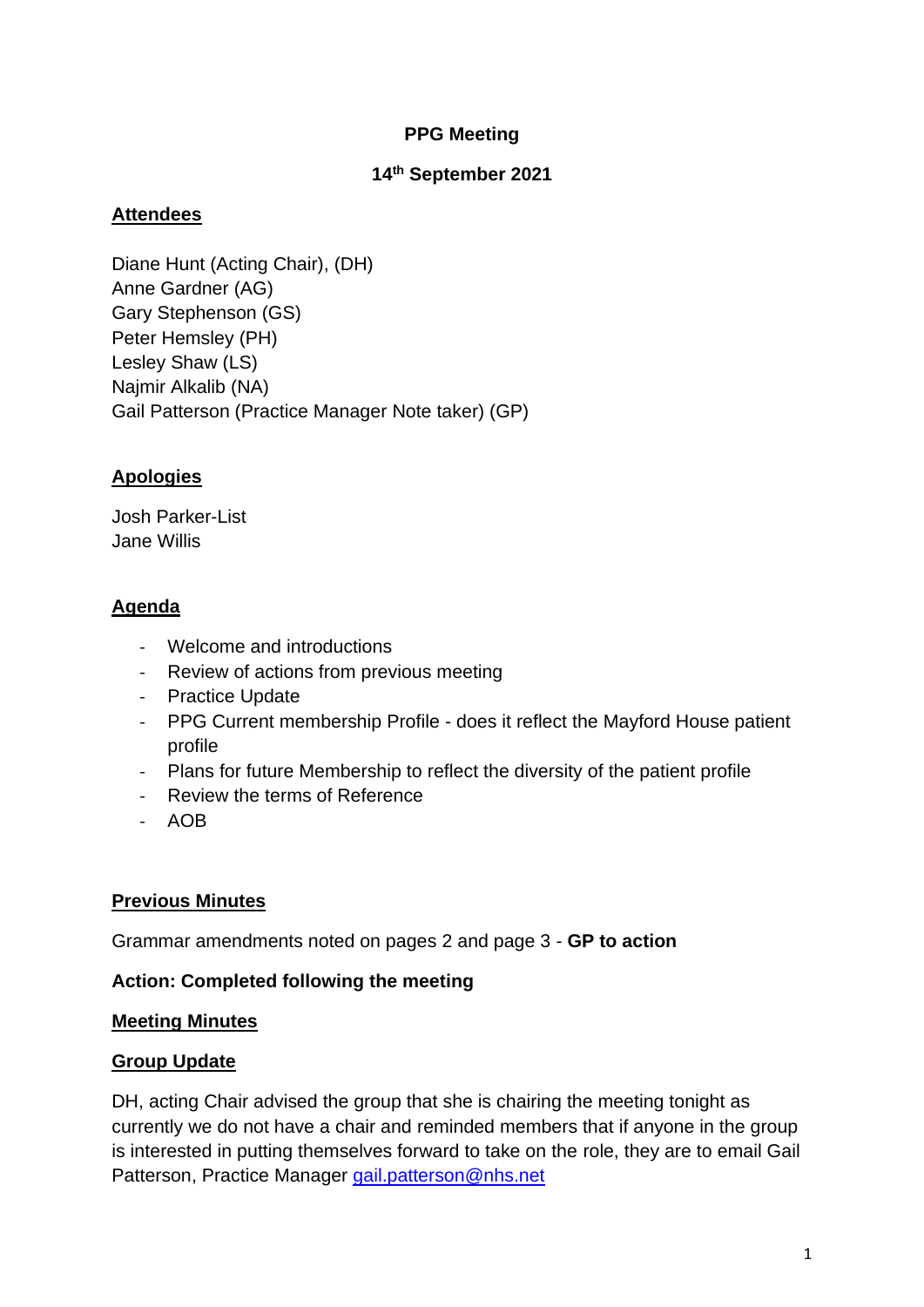# PPG Meeting

## 14th September 2021

**Attendees**

Diane Hunt (Acting Chair), (DH)
Anne Gardner (AG)
Gary Stephenson (GS)
Peter Hemsley (PH)
Lesley Shaw (LS)
Najmir Alkalib (NA)
Gail Patterson (Practice Manager Note taker) (GP)

**Apologies**

Josh Parker-List
Jane Willis

**Agenda**

- Welcome and introductions
- Review of actions from previous meeting
- Practice Update
- PPG Current membership Profile - does it reflect the Mayford House patient profile
- Plans for future Membership to reflect the diversity of the patient profile
- Review the terms of Reference
- AOB

**Previous Minutes**

Grammar amendments noted on pages 2 and page 3 - **GP to action**

**Action: Completed following the meeting**

**Meeting Minutes**

**Group Update**

DH, acting Chair advised the group that she is chairing the meeting tonight as currently we do not have a chair and reminded members that if anyone in the group is interested in putting themselves forward to take on the role, they are to email Gail Patterson, Practice Manager gail.patterson@nhs.net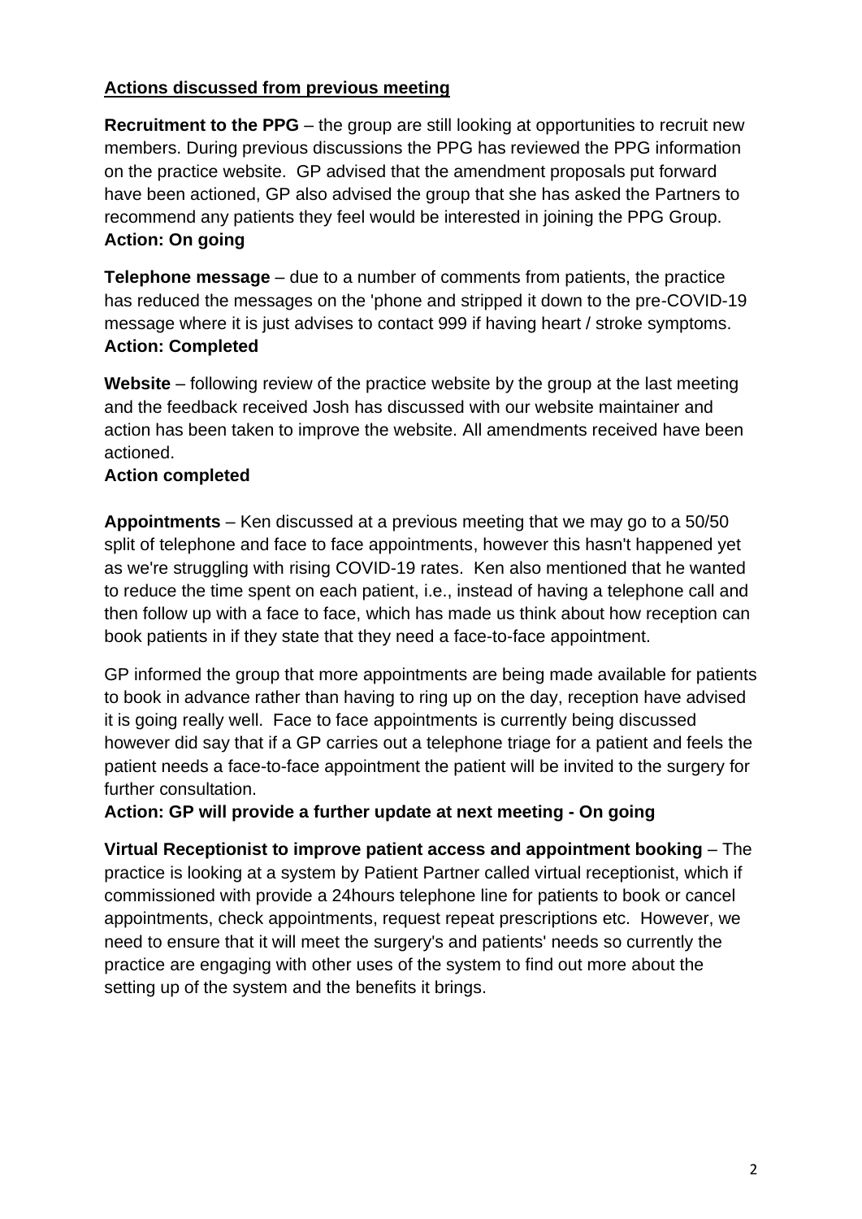**Actions discussed from previous meeting**

**Recruitment to the PPG** – the group are still looking at opportunities to recruit new members. During previous discussions the PPG has reviewed the PPG information on the practice website. GP advised that the amendment proposals put forward have been actioned, GP also advised the group that she has asked the Partners to recommend any patients they feel would be interested in joining the PPG Group.
**Action: On going**

**Telephone message** – due to a number of comments from patients, the practice has reduced the messages on the 'phone and stripped it down to the pre-COVID-19 message where it is just advises to contact 999 if having heart / stroke symptoms.
**Action: Completed**

**Website** – following review of the practice website by the group at the last meeting and the feedback received Josh has discussed with our website maintainer and action has been taken to improve the website. All amendments received have been actioned.
**Action completed**

**Appointments** – Ken discussed at a previous meeting that we may go to a 50/50 split of telephone and face to face appointments, however this hasn't happened yet as we're struggling with rising COVID-19 rates. Ken also mentioned that he wanted to reduce the time spent on each patient, i.e., instead of having a telephone call and then follow up with a face to face, which has made us think about how reception can book patients in if they state that they need a face-to-face appointment.

GP informed the group that more appointments are being made available for patients to book in advance rather than having to ring up on the day, reception have advised it is going really well. Face to face appointments is currently being discussed however did say that if a GP carries out a telephone triage for a patient and feels the patient needs a face-to-face appointment the patient will be invited to the surgery for further consultation.
**Action: GP will provide a further update at next meeting - On going**

**Virtual Receptionist to improve patient access and appointment booking** – The practice is looking at a system by Patient Partner called virtual receptionist, which if commissioned with provide a 24hours telephone line for patients to book or cancel appointments, check appointments, request repeat prescriptions etc. However, we need to ensure that it will meet the surgery's and patients' needs so currently the practice are engaging with other uses of the system to find out more about the setting up of the system and the benefits it brings.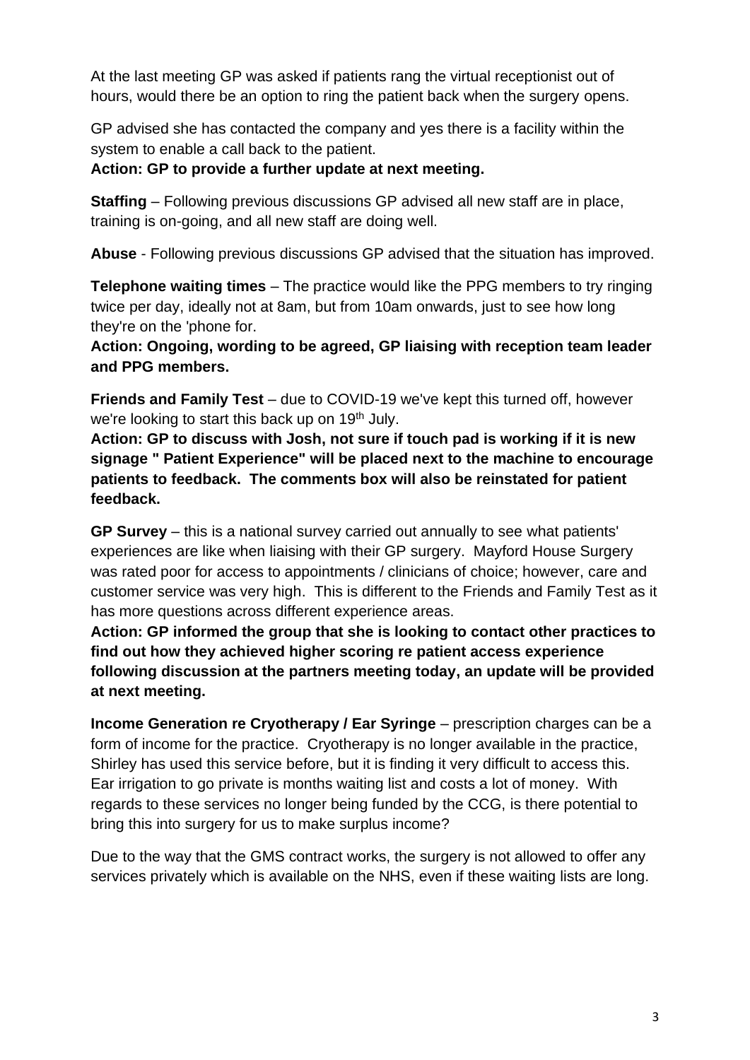At the last meeting GP was asked if patients rang the virtual receptionist out of hours, would there be an option to ring the patient back when the surgery opens.

GP advised she has contacted the company and yes there is a facility within the system to enable a call back to the patient.

**Action: GP to provide a further update at next meeting.**

**Staffing** – Following previous discussions GP advised all new staff are in place, training is on-going, and all new staff are doing well.

**Abuse** - Following previous discussions GP advised that the situation has improved.

**Telephone waiting times** – The practice would like the PPG members to try ringing twice per day, ideally not at 8am, but from 10am onwards, just to see how long they're on the 'phone for.

**Action: Ongoing, wording to be agreed, GP liaising with reception team leader and PPG members.**

**Friends and Family Test** – due to COVID-19 we've kept this turned off, however we're looking to start this back up on 19th July.

**Action: GP to discuss with Josh, not sure if touch pad is working if it is new signage " Patient Experience" will be placed next to the machine to encourage patients to feedback. The comments box will also be reinstated for patient feedback.**

**GP Survey** – this is a national survey carried out annually to see what patients' experiences are like when liaising with their GP surgery. Mayford House Surgery was rated poor for access to appointments / clinicians of choice; however, care and customer service was very high. This is different to the Friends and Family Test as it has more questions across different experience areas.

**Action: GP informed the group that she is looking to contact other practices to find out how they achieved higher scoring re patient access experience following discussion at the partners meeting today, an update will be provided at next meeting.**

**Income Generation re Cryotherapy / Ear Syringe** – prescription charges can be a form of income for the practice. Cryotherapy is no longer available in the practice, Shirley has used this service before, but it is finding it very difficult to access this. Ear irrigation to go private is months waiting list and costs a lot of money. With regards to these services no longer being funded by the CCG, is there potential to bring this into surgery for us to make surplus income?

Due to the way that the GMS contract works, the surgery is not allowed to offer any services privately which is available on the NHS, even if these waiting lists are long.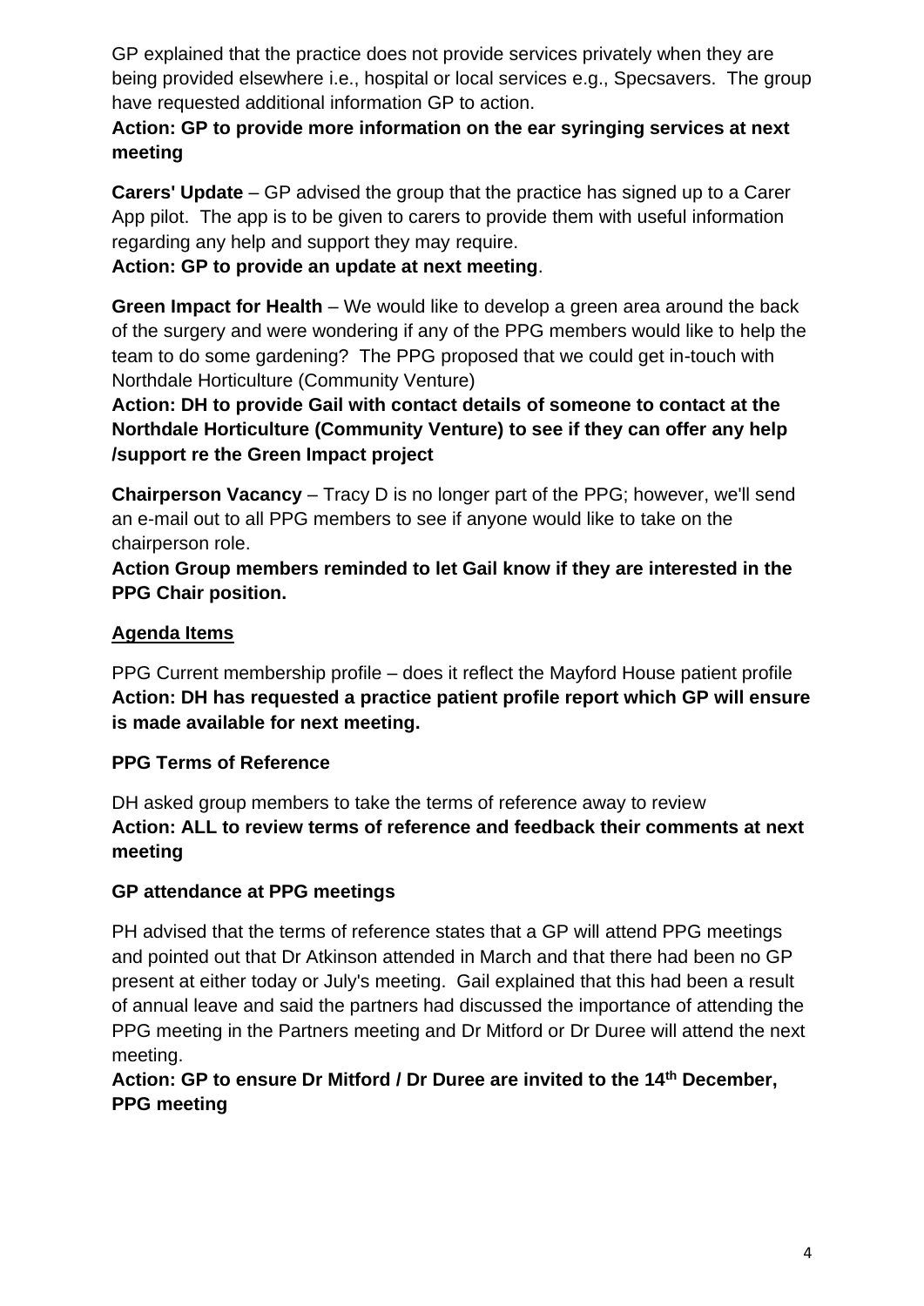GP explained that the practice does not provide services privately when they are being provided elsewhere i.e., hospital or local services e.g., Specsavers. The group have requested additional information GP to action.

**Action: GP to provide more information on the ear syringing services at next meeting**

**Carers' Update** – GP advised the group that the practice has signed up to a Carer App pilot. The app is to be given to carers to provide them with useful information regarding any help and support they may require.

**Action: GP to provide an update at next meeting**.

**Green Impact for Health** – We would like to develop a green area around the back of the surgery and were wondering if any of the PPG members would like to help the team to do some gardening? The PPG proposed that we could get in-touch with Northdale Horticulture (Community Venture)

**Action: DH to provide Gail with contact details of someone to contact at the Northdale Horticulture (Community Venture) to see if they can offer any help /support re the Green Impact project**

**Chairperson Vacancy** – Tracy D is no longer part of the PPG; however, we'll send an e-mail out to all PPG members to see if anyone would like to take on the chairperson role.

**Action Group members reminded to let Gail know if they are interested in the PPG Chair position.**

## Agenda Items

PPG Current membership profile – does it reflect the Mayford House patient profile
**Action: DH has requested a practice patient profile report which GP will ensure is made available for next meeting.**

### PPG Terms of Reference

DH asked group members to take the terms of reference away to review
**Action: ALL to review terms of reference and feedback their comments at next meeting**

### GP attendance at PPG meetings

PH advised that the terms of reference states that a GP will attend PPG meetings and pointed out that Dr Atkinson attended in March and that there had been no GP present at either today or July's meeting. Gail explained that this had been a result of annual leave and said the partners had discussed the importance of attending the PPG meeting in the Partners meeting and Dr Mitford or Dr Duree will attend the next meeting.

**Action: GP to ensure Dr Mitford / Dr Duree are invited to the 14th December, PPG meeting**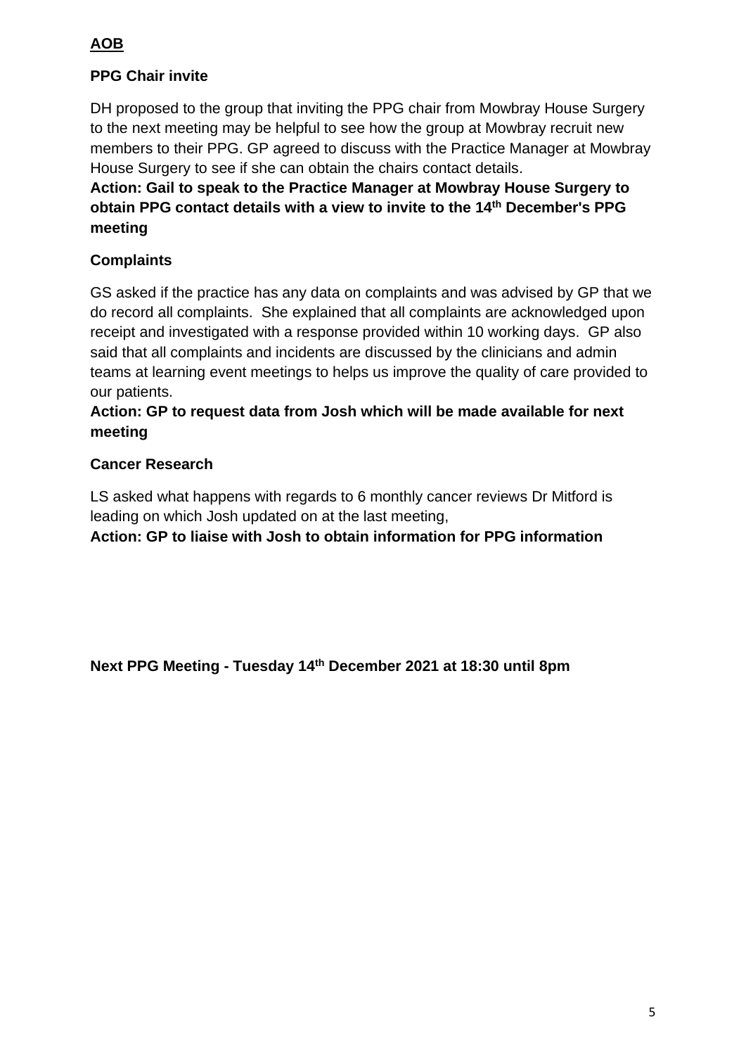## AOB

### PPG Chair invite

DH proposed to the group that inviting the PPG chair from Mowbray House Surgery to the next meeting may be helpful to see how the group at Mowbray recruit new members to their PPG. GP agreed to discuss with the Practice Manager at Mowbray House Surgery to see if she can obtain the chairs contact details.

**Action: Gail to speak to the Practice Manager at Mowbray House Surgery to obtain PPG contact details with a view to invite to the 14th December's PPG meeting**

### Complaints

GS asked if the practice has any data on complaints and was advised by GP that we do record all complaints. She explained that all complaints are acknowledged upon receipt and investigated with a response provided within 10 working days. GP also said that all complaints and incidents are discussed by the clinicians and admin teams at learning event meetings to helps us improve the quality of care provided to our patients.

**Action: GP to request data from Josh which will be made available for next meeting**

### Cancer Research

LS asked what happens with regards to 6 monthly cancer reviews Dr Mitford is leading on which Josh updated on at the last meeting,

**Action: GP to liaise with Josh to obtain information for PPG information**

**Next PPG Meeting - Tuesday 14th December 2021 at 18:30 until 8pm**